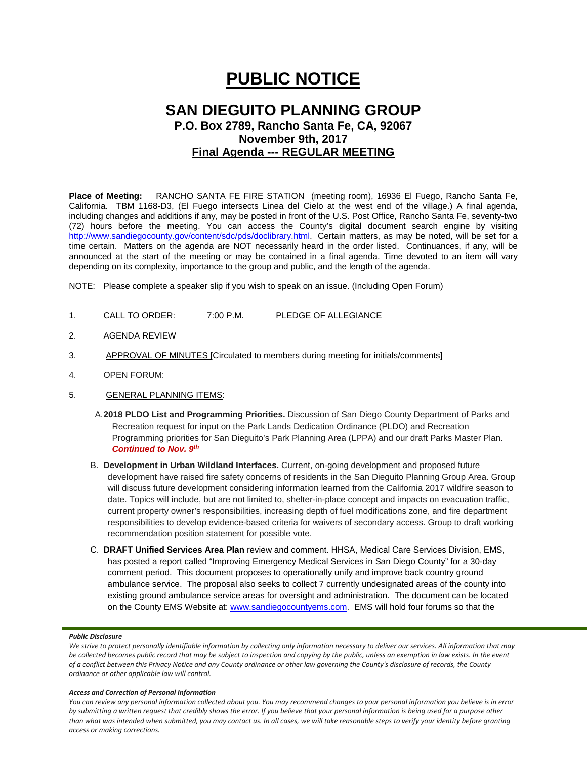# PUBLIC NOTICE

## SAN DIEGUITO PLANNING GROUP

### P.O. Box 2789, Rancho Santa Fe, CA, 92067
### November 9th, 2017
### Final Agenda --- REGULAR MEETING

**Place of Meeting:** RANCHO SANTA FE FIRE STATION (meeting room), 16936 El Fuego, Rancho Santa Fe, California. TBM 1168-D3, (El Fuego intersects Linea del Cielo at the west end of the village.) A final agenda, including changes and additions if any, may be posted in front of the U.S. Post Office, Rancho Santa Fe, seventy-two (72) hours before the meeting. You can access the County's digital document search engine by visiting http://www.sandiegocounty.gov/content/sdc/pds/doclibrary.html. Certain matters, as may be noted, will be set for a time certain. Matters on the agenda are NOT necessarily heard in the order listed. Continuances, if any, will be announced at the start of the meeting or may be contained in a final agenda. Time devoted to an item will vary depending on its complexity, importance to the group and public, and the length of the agenda.

NOTE: Please complete a speaker slip if you wish to speak on an issue. (Including Open Forum)

1. CALL TO ORDER: 7:00 P.M. PLEDGE OF ALLEGIANCE
2. AGENDA REVIEW
3. APPROVAL OF MINUTES [Circulated to members during meeting for initials/comments]
4. OPEN FORUM:
5. GENERAL PLANNING ITEMS:

   A. **2018 PLDO List and Programming Priorities.** Discussion of San Diego County Department of Parks and Recreation request for input on the Park Lands Dedication Ordinance (PLDO) and Recreation Programming priorities for San Dieguito's Park Planning Area (LPPA) and our draft Parks Master Plan. ***Continued to Nov. 9th***

   B. **Development in Urban Wildland Interfaces.** Current, on-going development and proposed future development have raised fire safety concerns of residents in the San Dieguito Planning Group Area. Group will discuss future development considering information learned from the California 2017 wildfire season to date. Topics will include, but are not limited to, shelter-in-place concept and impacts on evacuation traffic, current property owner's responsibilities, increasing depth of fuel modifications zone, and fire department responsibilities to develop evidence-based criteria for waivers of secondary access. Group to draft working recommendation position statement for possible vote.

   C. **DRAFT Unified Services Area Plan** review and comment. HHSA, Medical Care Services Division, EMS, has posted a report called "Improving Emergency Medical Services in San Diego County" for a 30-day comment period. This document proposes to operationally unify and improve back country ground ambulance service. The proposal also seeks to collect 7 currently undesignated areas of the county into existing ground ambulance service areas for oversight and administration. The document can be located on the County EMS Website at: www.sandiegocountyems.com. EMS will hold four forums so that the

***Public Disclosure***

*We strive to protect personally identifiable information by collecting only information necessary to deliver our services. All information that may be collected becomes public record that may be subject to inspection and copying by the public, unless an exemption in law exists. In the event of a conflict between this Privacy Notice and any County ordinance or other law governing the County's disclosure of records, the County ordinance or other applicable law will control.*

***Access and Correction of Personal Information***

*You can review any personal information collected about you. You may recommend changes to your personal information you believe is in error by submitting a written request that credibly shows the error. If you believe that your personal information is being used for a purpose other than what was intended when submitted, you may contact us. In all cases, we will take reasonable steps to verify your identity before granting access or making corrections.*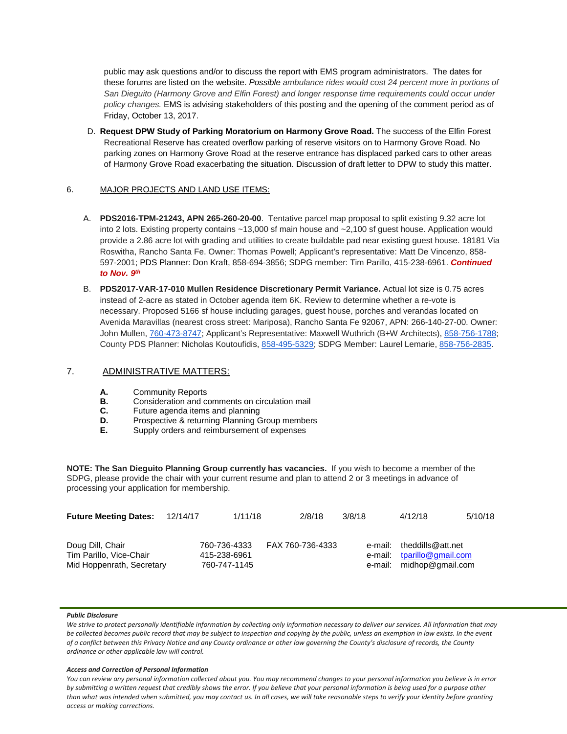public may ask questions and/or to discuss the report with EMS program administrators. The dates for these forums are listed on the website. *Possible ambulance rides would cost 24 percent more in portions of San Dieguito (Harmony Grove and Elfin Forest) and longer response time requirements could occur under policy changes.* EMS is advising stakeholders of this posting and the opening of the comment period as of Friday, October 13, 2017.

D. **Request DPW Study of Parking Moratorium on Harmony Grove Road.** The success of the Elfin Forest Recreational Reserve has created overflow parking of reserve visitors on to Harmony Grove Road. No parking zones on Harmony Grove Road at the reserve entrance has displaced parked cars to other areas of Harmony Grove Road exacerbating the situation. Discussion of draft letter to DPW to study this matter.

6. MAJOR PROJECTS AND LAND USE ITEMS:

A. **PDS2016-TPM-21243, APN 265-260-20-00**. Tentative parcel map proposal to split existing 9.32 acre lot into 2 lots. Existing property contains ~13,000 sf main house and ~2,100 sf guest house. Application would provide a 2.86 acre lot with grading and utilities to create buildable pad near existing guest house. 18181 Via Roswitha, Rancho Santa Fe. Owner: Thomas Powell; Applicant's representative: Matt De Vincenzo, 858-597-2001; PDS Planner: Don Kraft, 858-694-3856; SDPG member: Tim Parillo, 415-238-6961. ***Continued to Nov. 9th***

B. **PDS2017-VAR-17-010 Mullen Residence Discretionary Permit Variance.** Actual lot size is 0.75 acres instead of 2-acre as stated in October agenda item 6K. Review to determine whether a re-vote is necessary. Proposed 5166 sf house including garages, guest house, porches and verandas located on Avenida Maravillas (nearest cross street: Mariposa), Rancho Santa Fe 92067, APN: 266-140-27-00. Owner: John Mullen, 760-473-8747; Applicant's Representative: Maxwell Wuthrich (B+W Architects), 858-756-1788; County PDS Planner: Nicholas Koutoufidis, 858-495-5329; SDPG Member: Laurel Lemarie, 858-756-2835.

7. ADMINISTRATIVE MATTERS:

**A.** Community Reports
**B.** Consideration and comments on circulation mail
**C.** Future agenda items and planning
**D.** Prospective & returning Planning Group members
**E.** Supply orders and reimbursement of expenses

**NOTE: The San Dieguito Planning Group currently has vacancies.** If you wish to become a member of the SDPG, please provide the chair with your current resume and plan to attend 2 or 3 meetings in advance of processing your application for membership.

| | | | | | | |
|---|---|---|---|---|---|---|
| **Future Meeting Dates:** | 12/14/17 | 1/11/18 | 2/8/18 | 3/8/18 | 4/12/18 | 5/10/18 |

| | | | |
|---|---|---|---|
| Doug Dill, Chair | 760-736-4333 | FAX 760-736-4333 | e-mail: theddills@att.net |
| Tim Parillo, Vice-Chair | 415-238-6961 | | e-mail: tparillo@gmail.com |
| Mid Hoppenrath, Secretary | 760-747-1145 | | e-mail: midhop@gmail.com |

***Public Disclosure***

*We strive to protect personally identifiable information by collecting only information necessary to deliver our services. All information that may be collected becomes public record that may be subject to inspection and copying by the public, unless an exemption in law exists. In the event of a conflict between this Privacy Notice and any County ordinance or other law governing the County's disclosure of records, the County ordinance or other applicable law will control.*

***Access and Correction of Personal Information***

*You can review any personal information collected about you. You may recommend changes to your personal information you believe is in error by submitting a written request that credibly shows the error. If you believe that your personal information is being used for a purpose other than what was intended when submitted, you may contact us. In all cases, we will take reasonable steps to verify your identity before granting access or making corrections.*